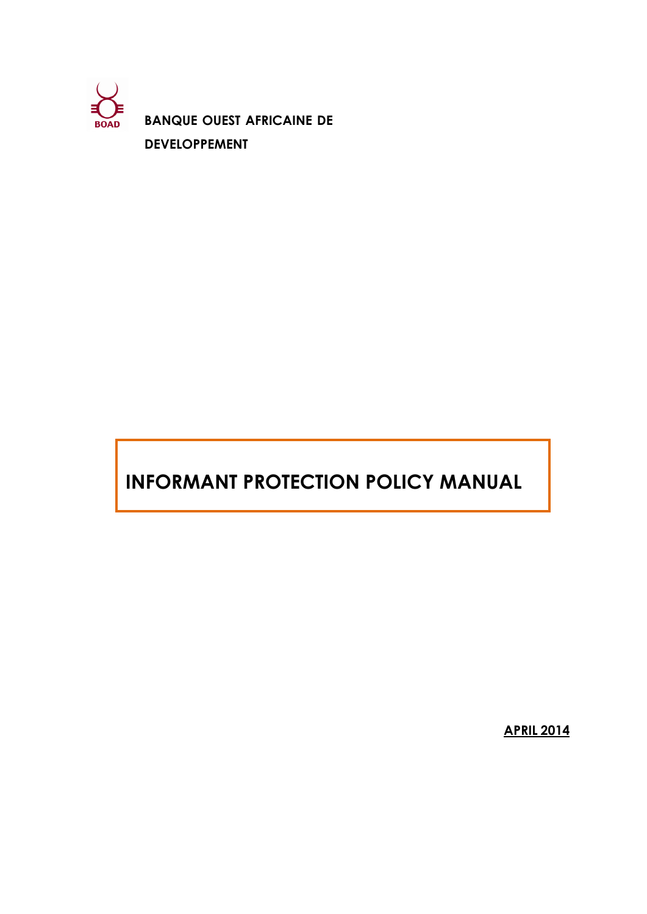BOAD

**BANQUE OUEST AFRICAINE DE DEVELOPPEMENT**

# INFORMANT PROTECTION POLICY MANUAL

**APRIL 2014**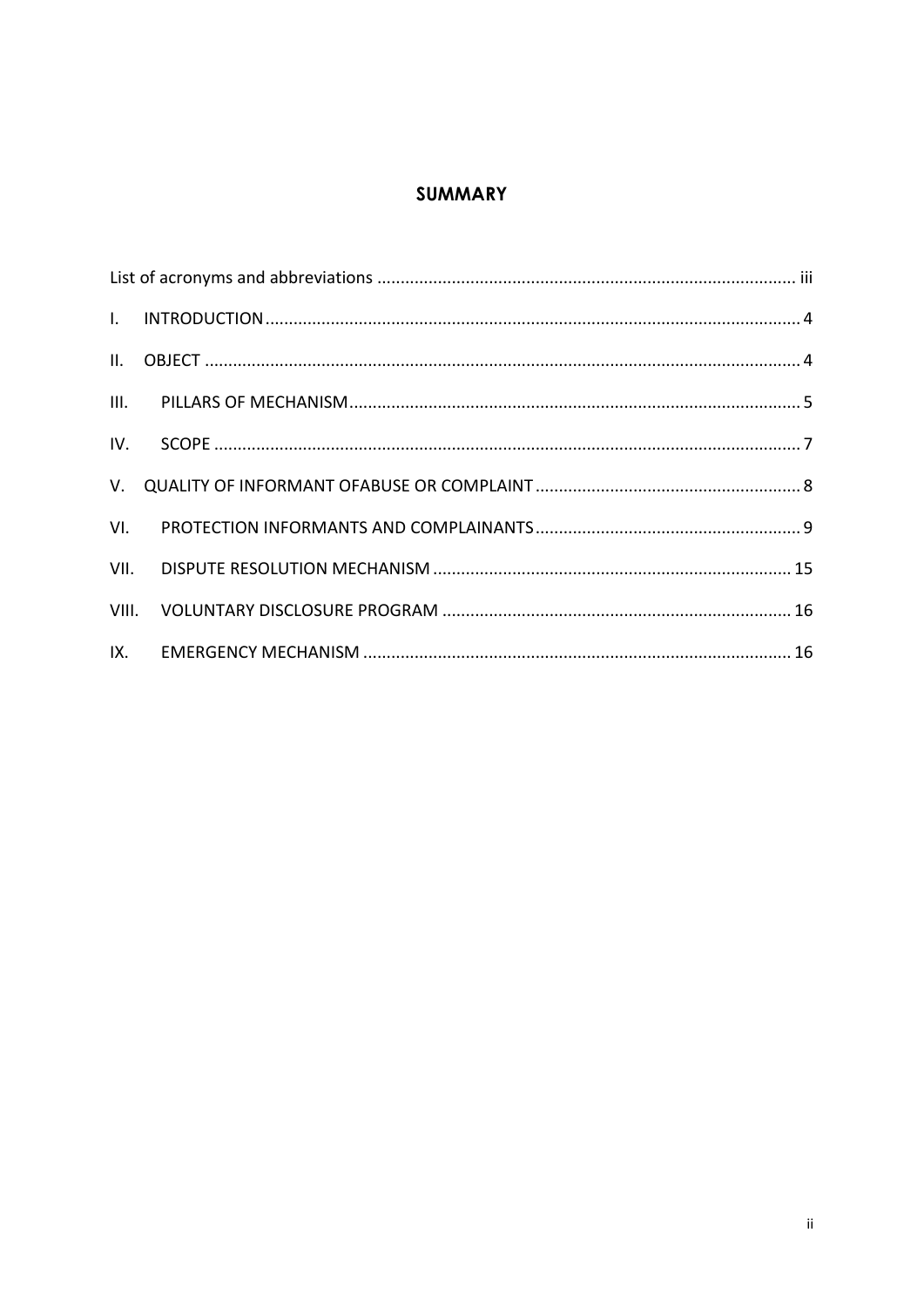## SUMMARY

List of acronyms and abbreviations ........................................................................................ iii

I. INTRODUCTION .................................................................................................................. 4

II. OBJECT ............................................................................................................................... 4

III. PILLARS OF MECHANISM ................................................................................................ 5

IV. SCOPE ............................................................................................................................... 7

V. QUALITY OF INFORMANT OFABUSE OR COMPLAINT ......................................................... 8

VI. PROTECTION INFORMANTS AND COMPLAINANTS ........................................................... 9

VII. DISPUTE RESOLUTION MECHANISM ............................................................................ 15

VIII. VOLUNTARY DISCLOSURE PROGRAM .......................................................................... 16

IX. EMERGENCY MECHANISM ........................................................................................... 16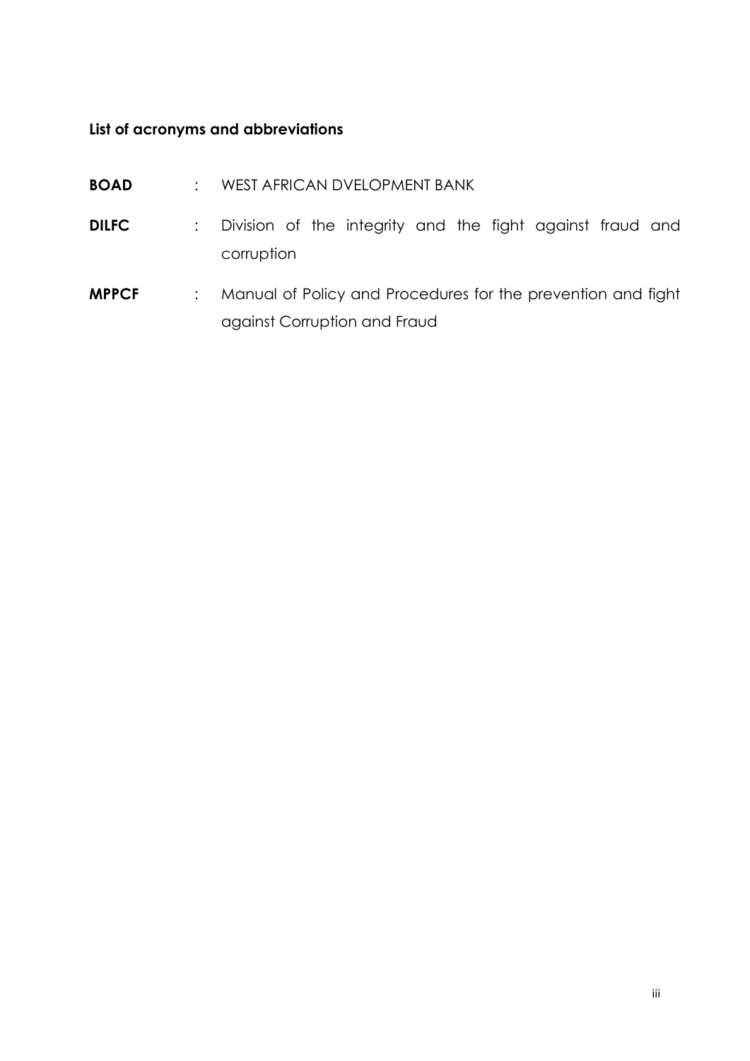**List of acronyms and abbreviations**

**BOAD** : WEST AFRICAN DVELOPMENT BANK

**DILFC** : Division of the integrity and the fight against fraud and corruption

**MPPCF** : Manual of Policy and Procedures for the prevention and fight against Corruption and Fraud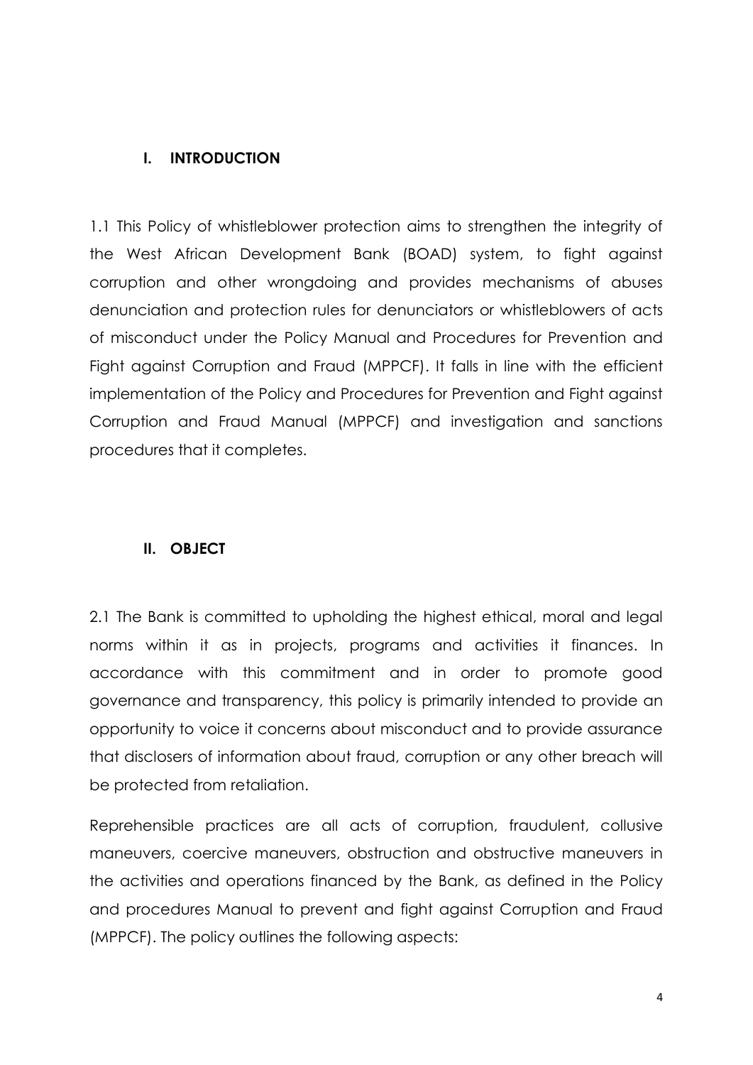## I. INTRODUCTION

1.1 This Policy of whistleblower protection aims to strengthen the integrity of the West African Development Bank (BOAD) system, to fight against corruption and other wrongdoing and provides mechanisms of abuses denunciation and protection rules for denunciators or whistleblowers of acts of misconduct under the Policy Manual and Procedures for Prevention and Fight against Corruption and Fraud (MPPCF). It falls in line with the efficient implementation of the Policy and Procedures for Prevention and Fight against Corruption and Fraud Manual (MPPCF) and investigation and sanctions procedures that it completes.

## II. OBJECT

2.1 The Bank is committed to upholding the highest ethical, moral and legal norms within it as in projects, programs and activities it finances. In accordance with this commitment and in order to promote good governance and transparency, this policy is primarily intended to provide an opportunity to voice it concerns about misconduct and to provide assurance that disclosers of information about fraud, corruption or any other breach will be protected from retaliation.

Reprehensible practices are all acts of corruption, fraudulent, collusive maneuvers, coercive maneuvers, obstruction and obstructive maneuvers in the activities and operations financed by the Bank, as defined in the Policy and procedures Manual to prevent and fight against Corruption and Fraud (MPPCF). The policy outlines the following aspects: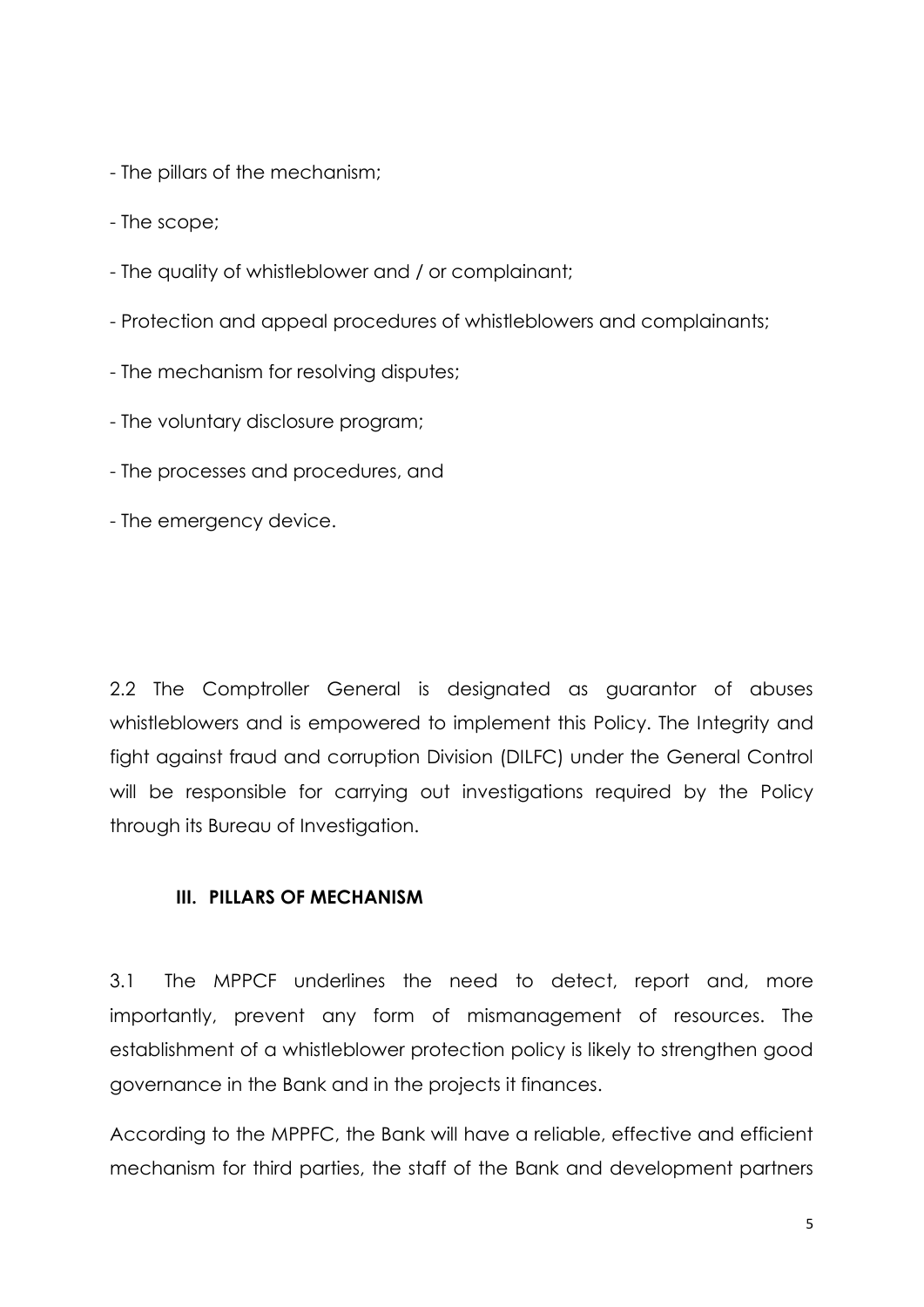- The pillars of the mechanism;
- The scope;
- The quality of whistleblower and / or complainant;
- Protection and appeal procedures of whistleblowers and complainants;
- The mechanism for resolving disputes;
- The voluntary disclosure program;
- The processes and procedures, and
- The emergency device.

2.2 The Comptroller General is designated as guarantor of abuses whistleblowers and is empowered to implement this Policy. The Integrity and fight against fraud and corruption Division (DILFC) under the General Control will be responsible for carrying out investigations required by the Policy through its Bureau of Investigation.

## III. PILLARS OF MECHANISM

3.1 The MPPCF underlines the need to detect, report and, more importantly, prevent any form of mismanagement of resources. The establishment of a whistleblower protection policy is likely to strengthen good governance in the Bank and in the projects it finances.

According to the MPPFC, the Bank will have a reliable, effective and efficient mechanism for third parties, the staff of the Bank and development partners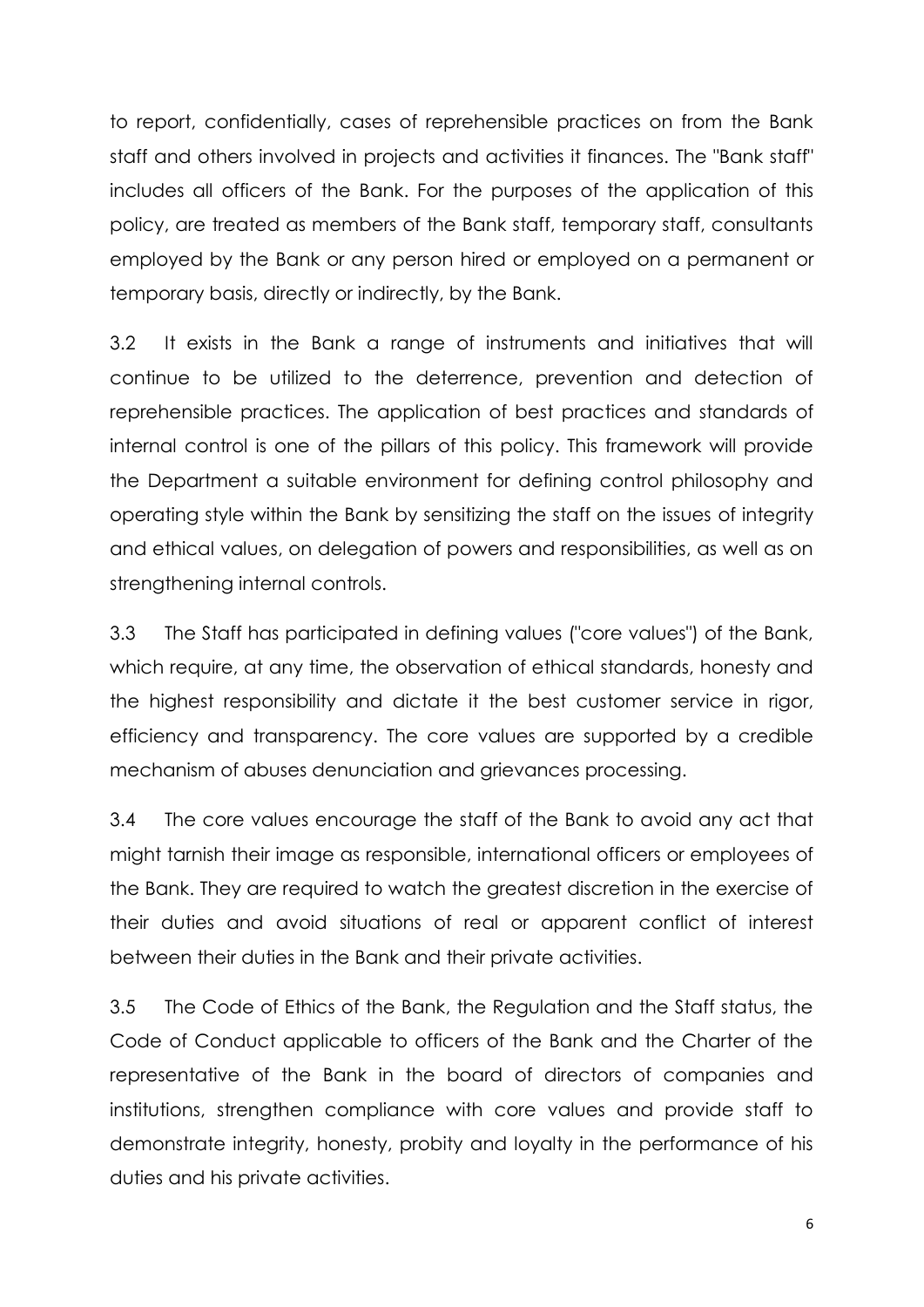to report, confidentially, cases of reprehensible practices on from the Bank staff and others involved in projects and activities it finances. The "Bank staff" includes all officers of the Bank. For the purposes of the application of this policy, are treated as members of the Bank staff, temporary staff, consultants employed by the Bank or any person hired or employed on a permanent or temporary basis, directly or indirectly, by the Bank.

3.2 It exists in the Bank a range of instruments and initiatives that will continue to be utilized to the deterrence, prevention and detection of reprehensible practices. The application of best practices and standards of internal control is one of the pillars of this policy. This framework will provide the Department a suitable environment for defining control philosophy and operating style within the Bank by sensitizing the staff on the issues of integrity and ethical values, on delegation of powers and responsibilities, as well as on strengthening internal controls.

3.3 The Staff has participated in defining values ("core values") of the Bank, which require, at any time, the observation of ethical standards, honesty and the highest responsibility and dictate it the best customer service in rigor, efficiency and transparency. The core values are supported by a credible mechanism of abuses denunciation and grievances processing.

3.4 The core values encourage the staff of the Bank to avoid any act that might tarnish their image as responsible, international officers or employees of the Bank. They are required to watch the greatest discretion in the exercise of their duties and avoid situations of real or apparent conflict of interest between their duties in the Bank and their private activities.

3.5 The Code of Ethics of the Bank, the Regulation and the Staff status, the Code of Conduct applicable to officers of the Bank and the Charter of the representative of the Bank in the board of directors of companies and institutions, strengthen compliance with core values and provide staff to demonstrate integrity, honesty, probity and loyalty in the performance of his duties and his private activities.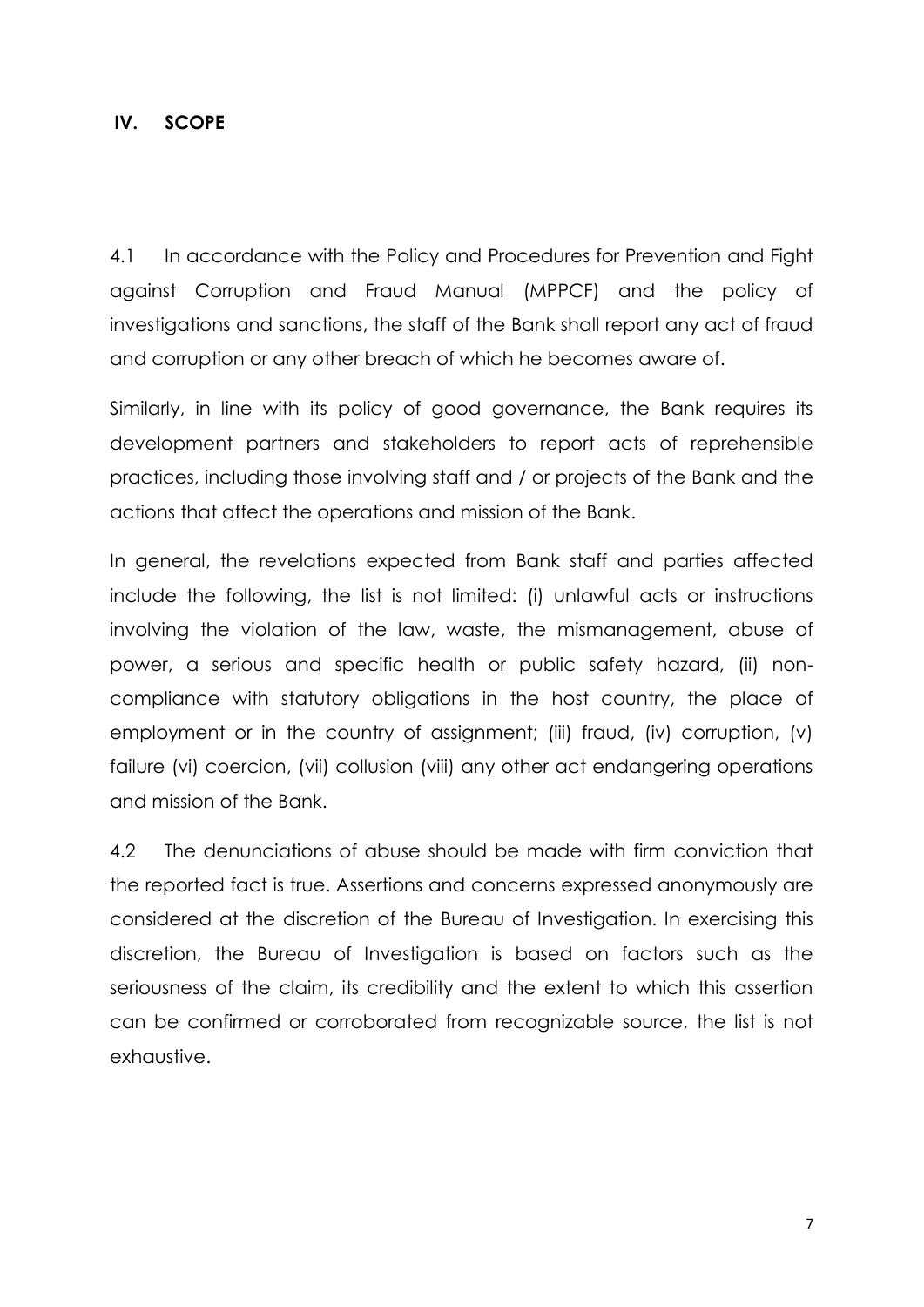## IV. SCOPE

4.1 In accordance with the Policy and Procedures for Prevention and Fight against Corruption and Fraud Manual (MPPCF) and the policy of investigations and sanctions, the staff of the Bank shall report any act of fraud and corruption or any other breach of which he becomes aware of.

Similarly, in line with its policy of good governance, the Bank requires its development partners and stakeholders to report acts of reprehensible practices, including those involving staff and / or projects of the Bank and the actions that affect the operations and mission of the Bank.

In general, the revelations expected from Bank staff and parties affected include the following, the list is not limited: (i) unlawful acts or instructions involving the violation of the law, waste, the mismanagement, abuse of power, a serious and specific health or public safety hazard, (ii) non-compliance with statutory obligations in the host country, the place of employment or in the country of assignment; (iii) fraud, (iv) corruption, (v) failure (vi) coercion, (vii) collusion (viii) any other act endangering operations and mission of the Bank.

4.2 The denunciations of abuse should be made with firm conviction that the reported fact is true. Assertions and concerns expressed anonymously are considered at the discretion of the Bureau of Investigation. In exercising this discretion, the Bureau of Investigation is based on factors such as the seriousness of the claim, its credibility and the extent to which this assertion can be confirmed or corroborated from recognizable source, the list is not exhaustive.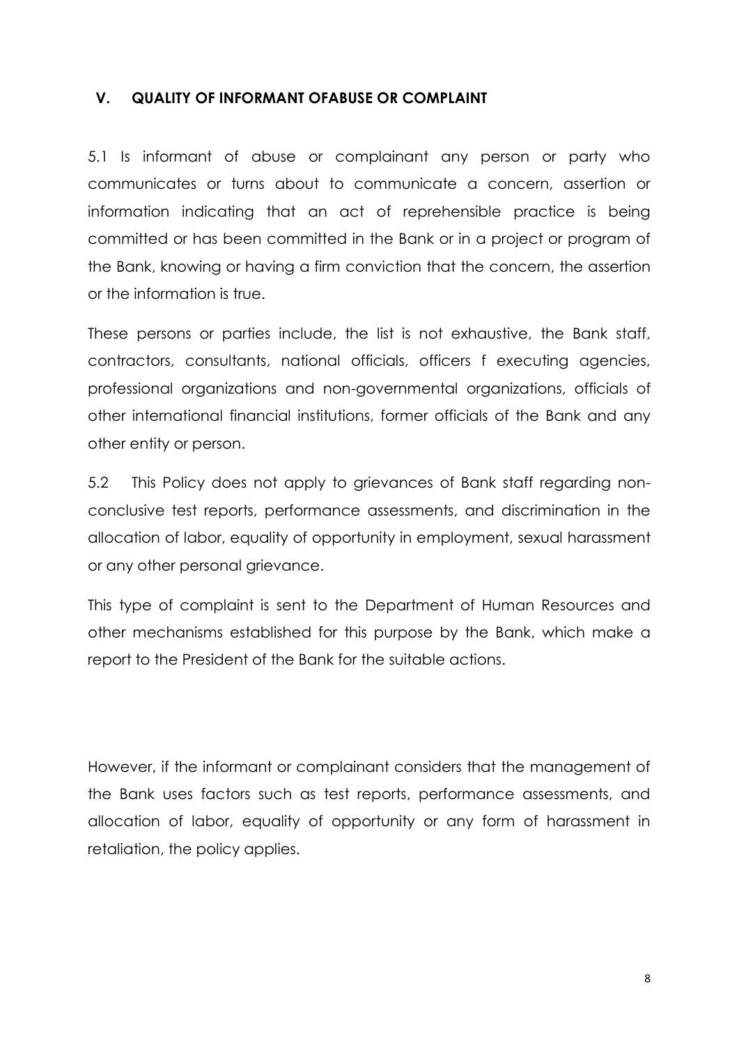## V. QUALITY OF INFORMANT OFABUSE OR COMPLAINT

5.1 Is informant of abuse or complainant any person or party who communicates or turns about to communicate a concern, assertion or information indicating that an act of reprehensible practice is being committed or has been committed in the Bank or in a project or program of the Bank, knowing or having a firm conviction that the concern, the assertion or the information is true.

These persons or parties include, the list is not exhaustive, the Bank staff, contractors, consultants, national officials, officers f executing agencies, professional organizations and non-governmental organizations, officials of other international financial institutions, former officials of the Bank and any other entity or person.

5.2 This Policy does not apply to grievances of Bank staff regarding non-conclusive test reports, performance assessments, and discrimination in the allocation of labor, equality of opportunity in employment, sexual harassment or any other personal grievance.

This type of complaint is sent to the Department of Human Resources and other mechanisms established for this purpose by the Bank, which make a report to the President of the Bank for the suitable actions.

However, if the informant or complainant considers that the management of the Bank uses factors such as test reports, performance assessments, and allocation of labor, equality of opportunity or any form of harassment in retaliation, the policy applies.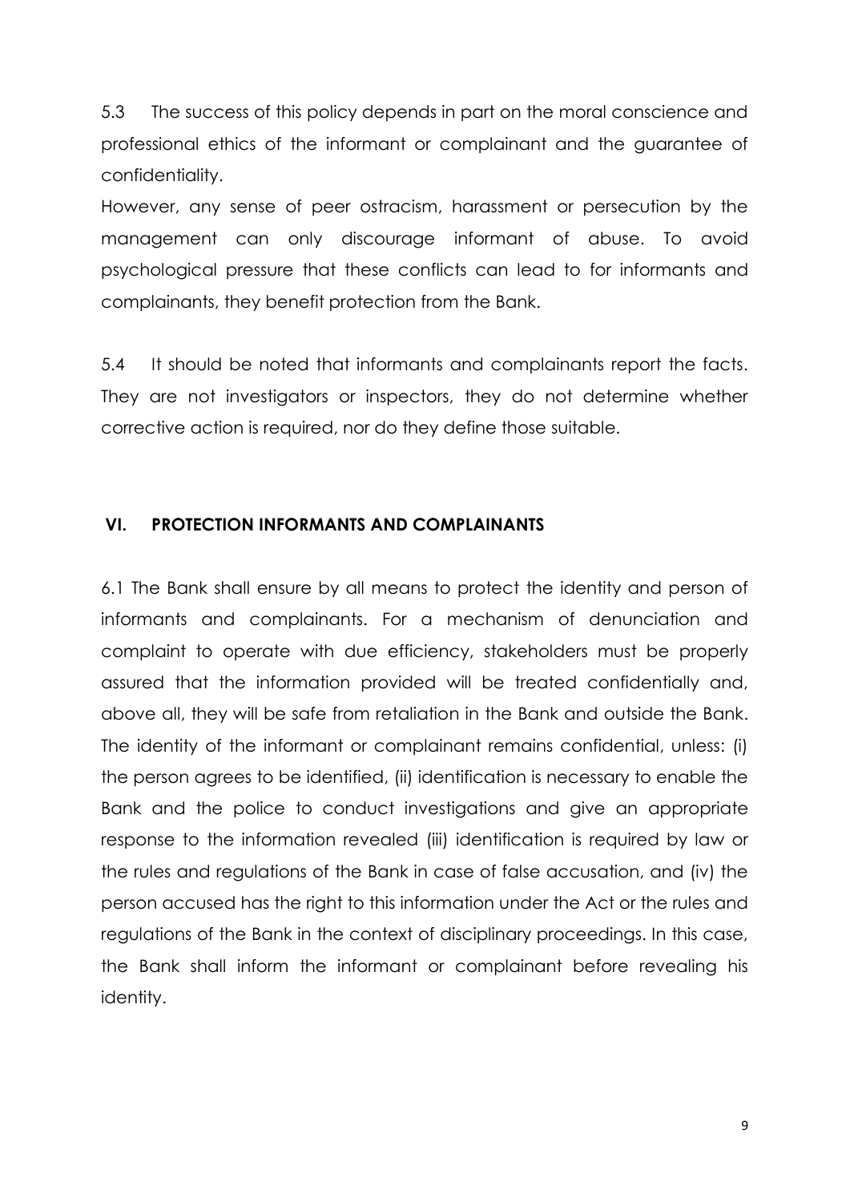5.3 The success of this policy depends in part on the moral conscience and professional ethics of the informant or complainant and the guarantee of confidentiality.

However, any sense of peer ostracism, harassment or persecution by the management can only discourage informant of abuse. To avoid psychological pressure that these conflicts can lead to for informants and complainants, they benefit protection from the Bank.

5.4 It should be noted that informants and complainants report the facts. They are not investigators or inspectors, they do not determine whether corrective action is required, nor do they define those suitable.

## VI. PROTECTION INFORMANTS AND COMPLAINANTS

6.1 The Bank shall ensure by all means to protect the identity and person of informants and complainants. For a mechanism of denunciation and complaint to operate with due efficiency, stakeholders must be properly assured that the information provided will be treated confidentially and, above all, they will be safe from retaliation in the Bank and outside the Bank. The identity of the informant or complainant remains confidential, unless: (i) the person agrees to be identified, (ii) identification is necessary to enable the Bank and the police to conduct investigations and give an appropriate response to the information revealed (iii) identification is required by law or the rules and regulations of the Bank in case of false accusation, and (iv) the person accused has the right to this information under the Act or the rules and regulations of the Bank in the context of disciplinary proceedings. In this case, the Bank shall inform the informant or complainant before revealing his identity.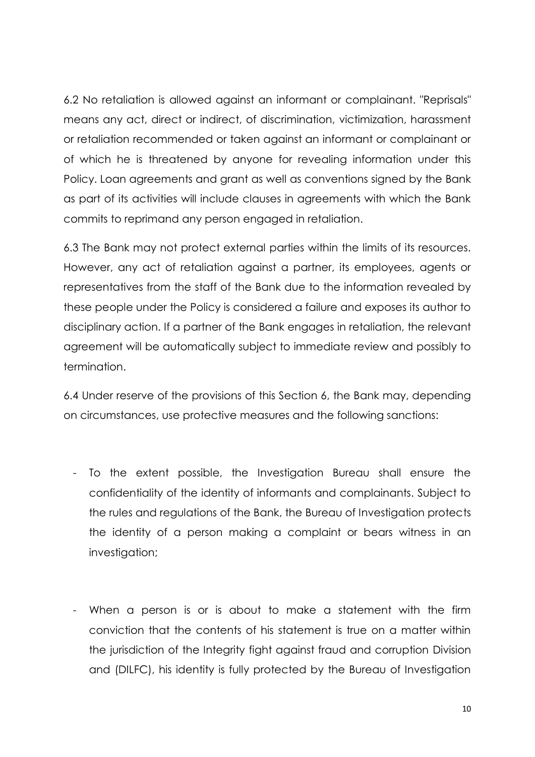6.2 No retaliation is allowed against an informant or complainant. "Reprisals" means any act, direct or indirect, of discrimination, victimization, harassment or retaliation recommended or taken against an informant or complainant or of which he is threatened by anyone for revealing information under this Policy. Loan agreements and grant as well as conventions signed by the Bank as part of its activities will include clauses in agreements with which the Bank commits to reprimand any person engaged in retaliation.

6.3 The Bank may not protect external parties within the limits of its resources. However, any act of retaliation against a partner, its employees, agents or representatives from the staff of the Bank due to the information revealed by these people under the Policy is considered a failure and exposes its author to disciplinary action. If a partner of the Bank engages in retaliation, the relevant agreement will be automatically subject to immediate review and possibly to termination.

6.4 Under reserve of the provisions of this Section 6, the Bank may, depending on circumstances, use protective measures and the following sanctions:

- To the extent possible, the Investigation Bureau shall ensure the confidentiality of the identity of informants and complainants. Subject to the rules and regulations of the Bank, the Bureau of Investigation protects the identity of a person making a complaint or bears witness in an investigation;

- When a person is or is about to make a statement with the firm conviction that the contents of his statement is true on a matter within the jurisdiction of the Integrity fight against fraud and corruption Division and (DILFC), his identity is fully protected by the Bureau of Investigation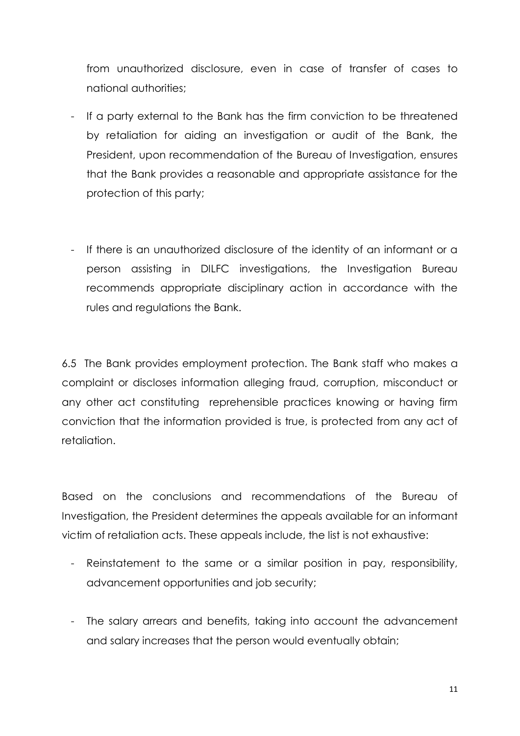from unauthorized disclosure, even in case of transfer of cases to national authorities;

- If a party external to the Bank has the firm conviction to be threatened by retaliation for aiding an investigation or audit of the Bank, the President, upon recommendation of the Bureau of Investigation, ensures that the Bank provides a reasonable and appropriate assistance for the protection of this party;

- If there is an unauthorized disclosure of the identity of an informant or a person assisting in DILFC investigations, the Investigation Bureau recommends appropriate disciplinary action in accordance with the rules and regulations the Bank.

6.5 The Bank provides employment protection. The Bank staff who makes a complaint or discloses information alleging fraud, corruption, misconduct or any other act constituting reprehensible practices knowing or having firm conviction that the information provided is true, is protected from any act of retaliation.

Based on the conclusions and recommendations of the Bureau of Investigation, the President determines the appeals available for an informant victim of retaliation acts. These appeals include, the list is not exhaustive:

- Reinstatement to the same or a similar position in pay, responsibility, advancement opportunities and job security;

- The salary arrears and benefits, taking into account the advancement and salary increases that the person would eventually obtain;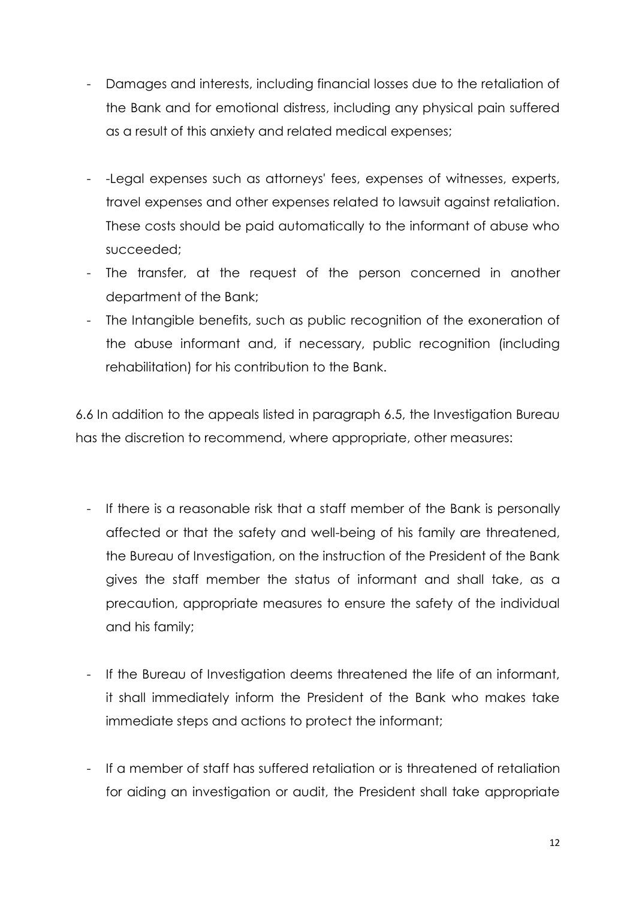- Damages and interests, including financial losses due to the retaliation of the Bank and for emotional distress, including any physical pain suffered as a result of this anxiety and related medical expenses;

- -Legal expenses such as attorneys' fees, expenses of witnesses, experts, travel expenses and other expenses related to lawsuit against retaliation. These costs should be paid automatically to the informant of abuse who succeeded;
- The transfer, at the request of the person concerned in another department of the Bank;
- The Intangible benefits, such as public recognition of the exoneration of the abuse informant and, if necessary, public recognition (including rehabilitation) for his contribution to the Bank.

6.6 In addition to the appeals listed in paragraph 6.5, the Investigation Bureau has the discretion to recommend, where appropriate, other measures:

- If there is a reasonable risk that a staff member of the Bank is personally affected or that the safety and well-being of his family are threatened, the Bureau of Investigation, on the instruction of the President of the Bank gives the staff member the status of informant and shall take, as a precaution, appropriate measures to ensure the safety of the individual and his family;

- If the Bureau of Investigation deems threatened the life of an informant, it shall immediately inform the President of the Bank who makes take immediate steps and actions to protect the informant;

- If a member of staff has suffered retaliation or is threatened of retaliation for aiding an investigation or audit, the President shall take appropriate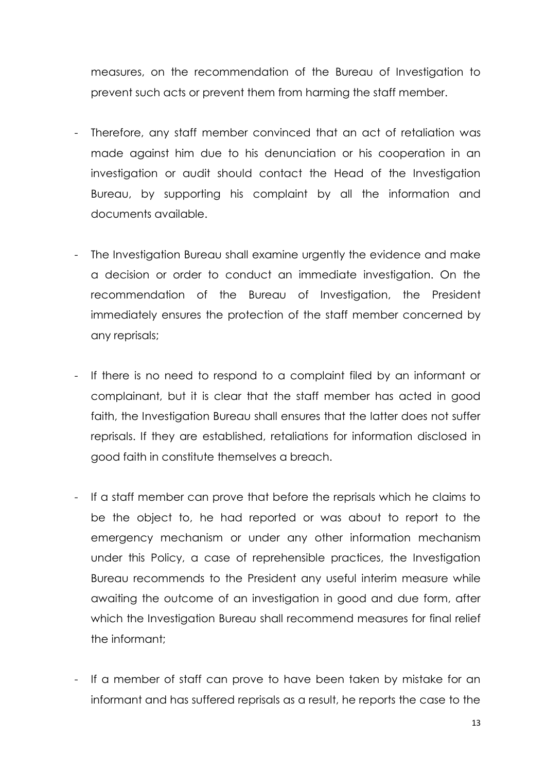measures, on the recommendation of the Bureau of Investigation to prevent such acts or prevent them from harming the staff member.

- Therefore, any staff member convinced that an act of retaliation was made against him due to his denunciation or his cooperation in an investigation or audit should contact the Head of the Investigation Bureau, by supporting his complaint by all the information and documents available.

- The Investigation Bureau shall examine urgently the evidence and make a decision or order to conduct an immediate investigation. On the recommendation of the Bureau of Investigation, the President immediately ensures the protection of the staff member concerned by any reprisals;

- If there is no need to respond to a complaint filed by an informant or complainant, but it is clear that the staff member has acted in good faith, the Investigation Bureau shall ensures that the latter does not suffer reprisals. If they are established, retaliations for information disclosed in good faith in constitute themselves a breach.

- If a staff member can prove that before the reprisals which he claims to be the object to, he had reported or was about to report to the emergency mechanism or under any other information mechanism under this Policy, a case of reprehensible practices, the Investigation Bureau recommends to the President any useful interim measure while awaiting the outcome of an investigation in good and due form, after which the Investigation Bureau shall recommend measures for final relief the informant;

- If a member of staff can prove to have been taken by mistake for an informant and has suffered reprisals as a result, he reports the case to the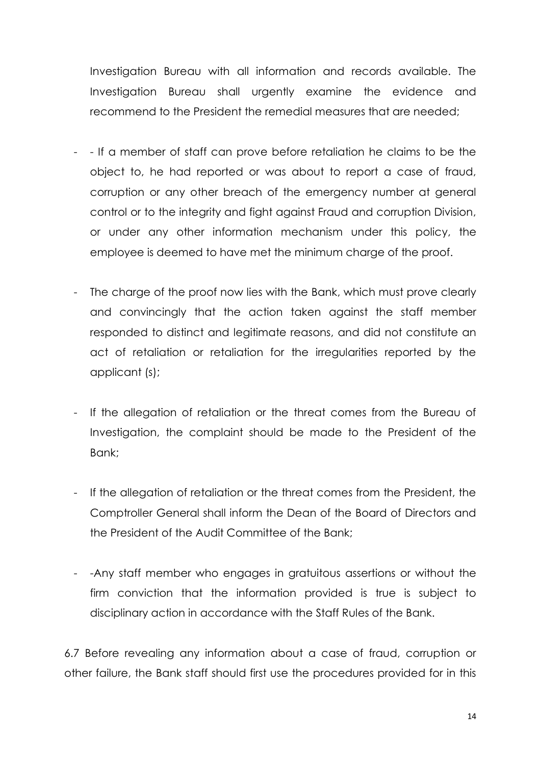Investigation Bureau with all information and records available. The Investigation Bureau shall urgently examine the evidence and recommend to the President the remedial measures that are needed;

- - If a member of staff can prove before retaliation he claims to be the object to, he had reported or was about to report a case of fraud, corruption or any other breach of the emergency number at general control or to the integrity and fight against Fraud and corruption Division, or under any other information mechanism under this policy, the employee is deemed to have met the minimum charge of the proof.
- The charge of the proof now lies with the Bank, which must prove clearly and convincingly that the action taken against the staff member responded to distinct and legitimate reasons, and did not constitute an act of retaliation or retaliation for the irregularities reported by the applicant (s);
- If the allegation of retaliation or the threat comes from the Bureau of Investigation, the complaint should be made to the President of the Bank;
- If the allegation of retaliation or the threat comes from the President, the Comptroller General shall inform the Dean of the Board of Directors and the President of the Audit Committee of the Bank;
- -Any staff member who engages in gratuitous assertions or without the firm conviction that the information provided is true is subject to disciplinary action in accordance with the Staff Rules of the Bank.

6.7 Before revealing any information about a case of fraud, corruption or other failure, the Bank staff should first use the procedures provided for in this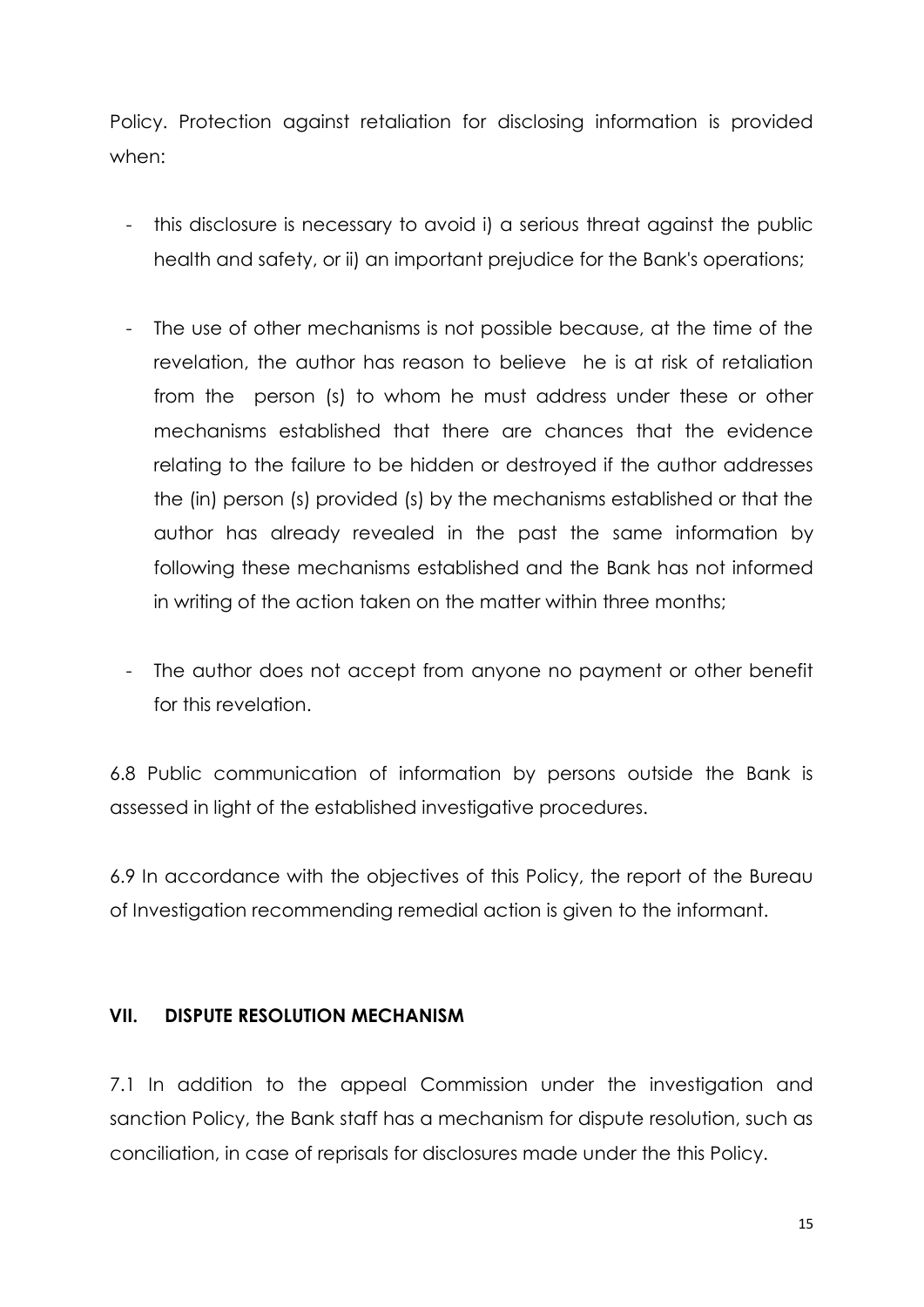Policy. Protection against retaliation for disclosing information is provided when:

- this disclosure is necessary to avoid i) a serious threat against the public health and safety, or ii) an important prejudice for the Bank's operations;
- The use of other mechanisms is not possible because, at the time of the revelation, the author has reason to believe he is at risk of retaliation from the person (s) to whom he must address under these or other mechanisms established that there are chances that the evidence relating to the failure to be hidden or destroyed if the author addresses the (in) person (s) provided (s) by the mechanisms established or that the author has already revealed in the past the same information by following these mechanisms established and the Bank has not informed in writing of the action taken on the matter within three months;
- The author does not accept from anyone no payment or other benefit for this revelation.

6.8 Public communication of information by persons outside the Bank is assessed in light of the established investigative procedures.

6.9 In accordance with the objectives of this Policy, the report of the Bureau of Investigation recommending remedial action is given to the informant.

## VII. DISPUTE RESOLUTION MECHANISM

7.1 In addition to the appeal Commission under the investigation and sanction Policy, the Bank staff has a mechanism for dispute resolution, such as conciliation, in case of reprisals for disclosures made under the this Policy.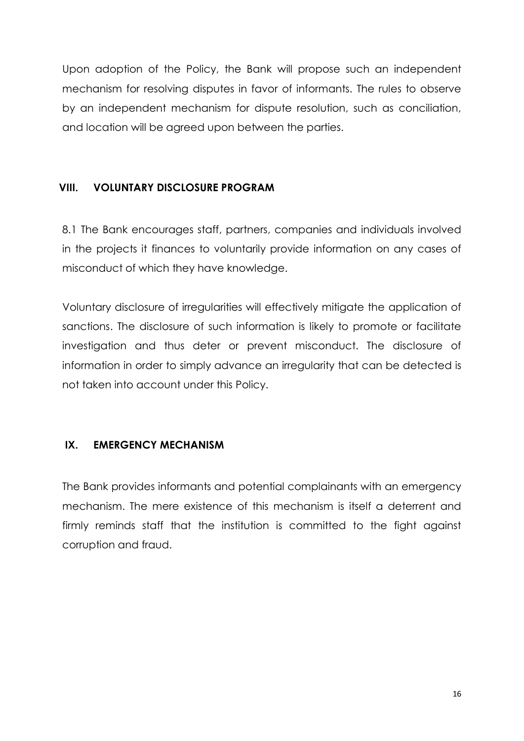Upon adoption of the Policy, the Bank will propose such an independent mechanism for resolving disputes in favor of informants. The rules to observe by an independent mechanism for dispute resolution, such as conciliation, and location will be agreed upon between the parties.

## VIII. VOLUNTARY DISCLOSURE PROGRAM

8.1 The Bank encourages staff, partners, companies and individuals involved in the projects it finances to voluntarily provide information on any cases of misconduct of which they have knowledge.

Voluntary disclosure of irregularities will effectively mitigate the application of sanctions. The disclosure of such information is likely to promote or facilitate investigation and thus deter or prevent misconduct. The disclosure of information in order to simply advance an irregularity that can be detected is not taken into account under this Policy.

## IX. EMERGENCY MECHANISM

The Bank provides informants and potential complainants with an emergency mechanism. The mere existence of this mechanism is itself a deterrent and firmly reminds staff that the institution is committed to the fight against corruption and fraud.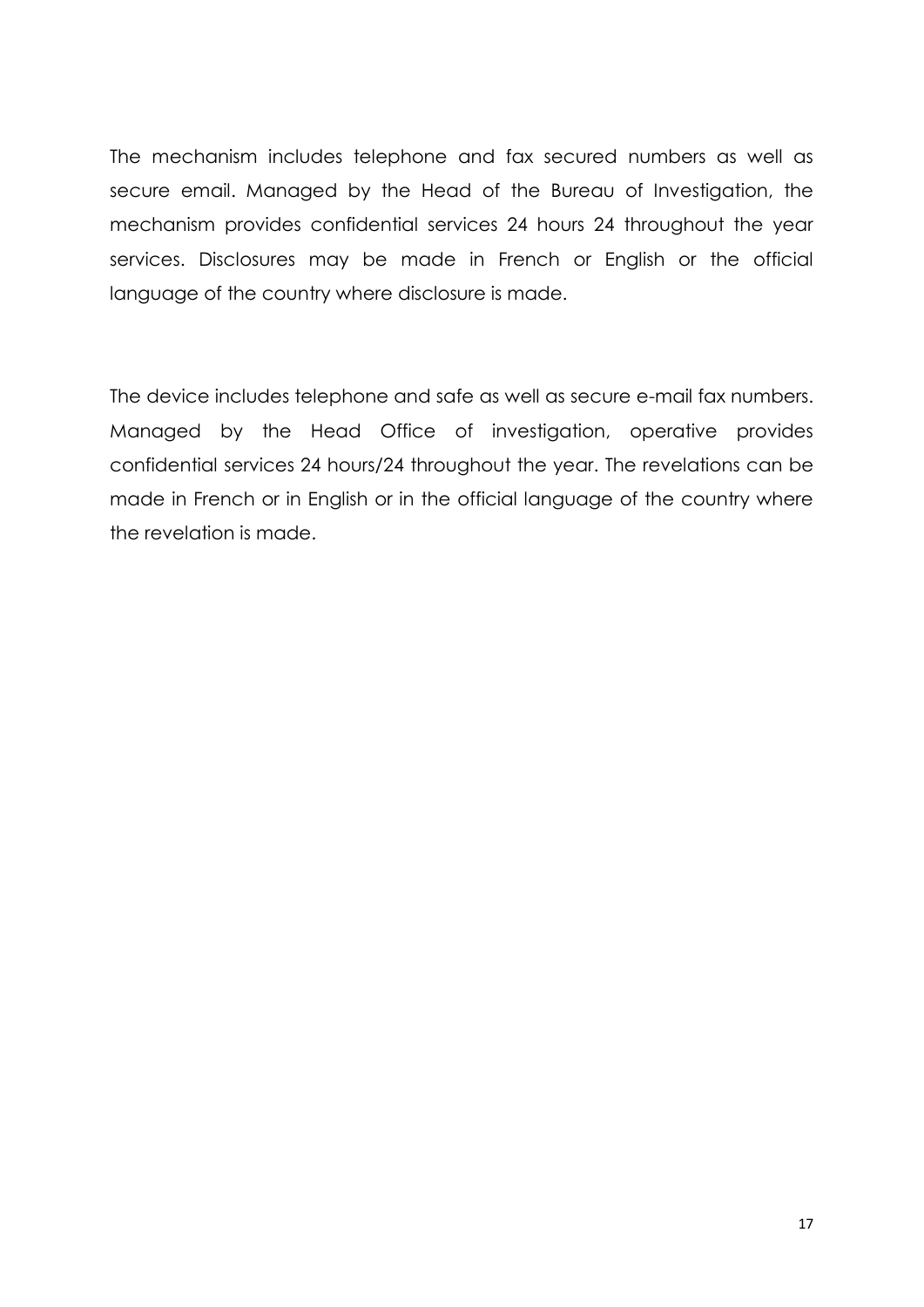The mechanism includes telephone and fax secured numbers as well as secure email. Managed by the Head of the Bureau of Investigation, the mechanism provides confidential services 24 hours 24 throughout the year services. Disclosures may be made in French or English or the official language of the country where disclosure is made.

The device includes telephone and safe as well as secure e-mail fax numbers. Managed by the Head Office of investigation, operative provides confidential services 24 hours/24 throughout the year. The revelations can be made in French or in English or in the official language of the country where the revelation is made.